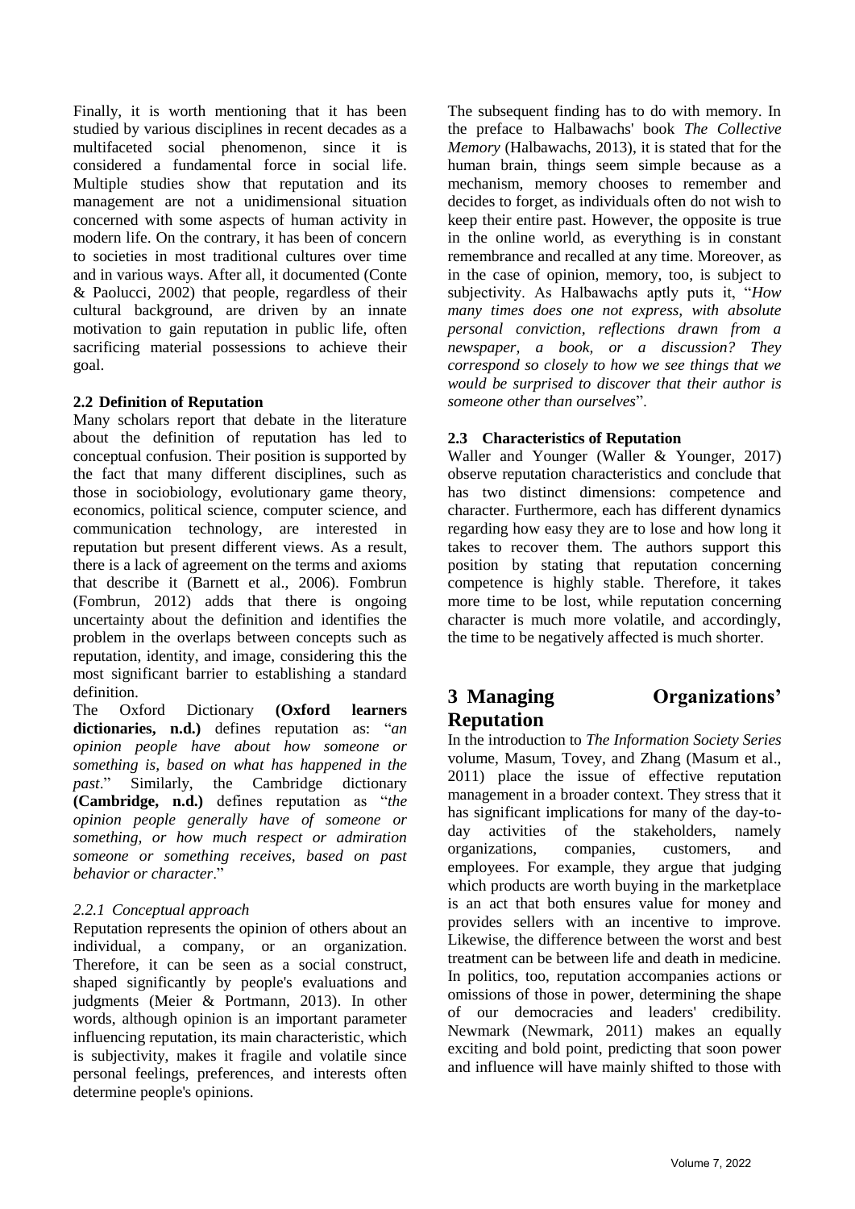Finally, it is worth mentioning that it has been studied by various disciplines in recent decades as a multifaceted social phenomenon, since it is considered a fundamental force in social life. Multiple studies show that reputation and its management are not a unidimensional situation concerned with some aspects of human activity in modern life. On the contrary, it has been of concern to societies in most traditional cultures over time and in various ways. After all, it documented (Conte & Paolucci, 2002) that people, regardless of their cultural background, are driven by an innate motivation to gain reputation in public life, often sacrificing material possessions to achieve their goal.

### 2.2 Definition of Reputation

Many scholars report that debate in the literature about the definition of reputation has led to conceptual confusion. Their position is supported by the fact that many different disciplines, such as those in sociobiology, evolutionary game theory, economics, political science, computer science, and communication technology, are interested in reputation but present different views. As a result, there is a lack of agreement on the terms and axioms that describe it (Barnett et al., 2006). Fombrun (Fombrun, 2012) adds that there is ongoing uncertainty about the definition and identifies the problem in the overlaps between concepts such as reputation, identity, and image, considering this the most significant barrier to establishing a standard definition.

The Oxford Dictionary **(Oxford learners dictionaries, n.d.)** defines reputation as: "*an opinion people have about how someone or something is, based on what has happened in the past*." Similarly, the Cambridge dictionary **(Cambridge, n.d.)** defines reputation as "*the opinion people generally have of someone or something, or how much respect or admiration someone or something receives, based on past behavior or character*."

#### *2.2.1 Conceptual approach*

Reputation represents the opinion of others about an individual, a company, or an organization. Therefore, it can be seen as a social construct, shaped significantly by people's evaluations and judgments (Meier & Portmann, 2013). In other words, although opinion is an important parameter influencing reputation, its main characteristic, which is subjectivity, makes it fragile and volatile since personal feelings, preferences, and interests often determine people's opinions.

The subsequent finding has to do with memory. In the preface to Halbawachs' book *The Collective Memory* (Halbawachs, 2013), it is stated that for the human brain, things seem simple because as a mechanism, memory chooses to remember and decides to forget, as individuals often do not wish to keep their entire past. However, the opposite is true in the online world, as everything is in constant remembrance and recalled at any time. Moreover, as in the case of opinion, memory, too, is subject to subjectivity. As Halbawachs aptly puts it, "*How many times does one not express, with absolute personal conviction, reflections drawn from a newspaper, a book, or a discussion? They correspond so closely to how we see things that we would be surprised to discover that their author is someone other than ourselves*".

### 2.3 Characteristics of Reputation

Waller and Younger (Waller & Younger, 2017) observe reputation characteristics and conclude that has two distinct dimensions: competence and character. Furthermore, each has different dynamics regarding how easy they are to lose and how long it takes to recover them. The authors support this position by stating that reputation concerning competence is highly stable. Therefore, it takes more time to be lost, while reputation concerning character is much more volatile, and accordingly, the time to be negatively affected is much shorter.

## 3 Managing Organizations' Reputation

In the introduction to *The Information Society Series* volume, Masum, Tovey, and Zhang (Masum et al., 2011) place the issue of effective reputation management in a broader context. They stress that it has significant implications for many of the day-to-day activities of the stakeholders, namely organizations, companies, customers, and employees. For example, they argue that judging which products are worth buying in the marketplace is an act that both ensures value for money and provides sellers with an incentive to improve. Likewise, the difference between the worst and best treatment can be between life and death in medicine. In politics, too, reputation accompanies actions or omissions of those in power, determining the shape of our democracies and leaders' credibility. Newmark (Newmark, 2011) makes an equally exciting and bold point, predicting that soon power and influence will have mainly shifted to those with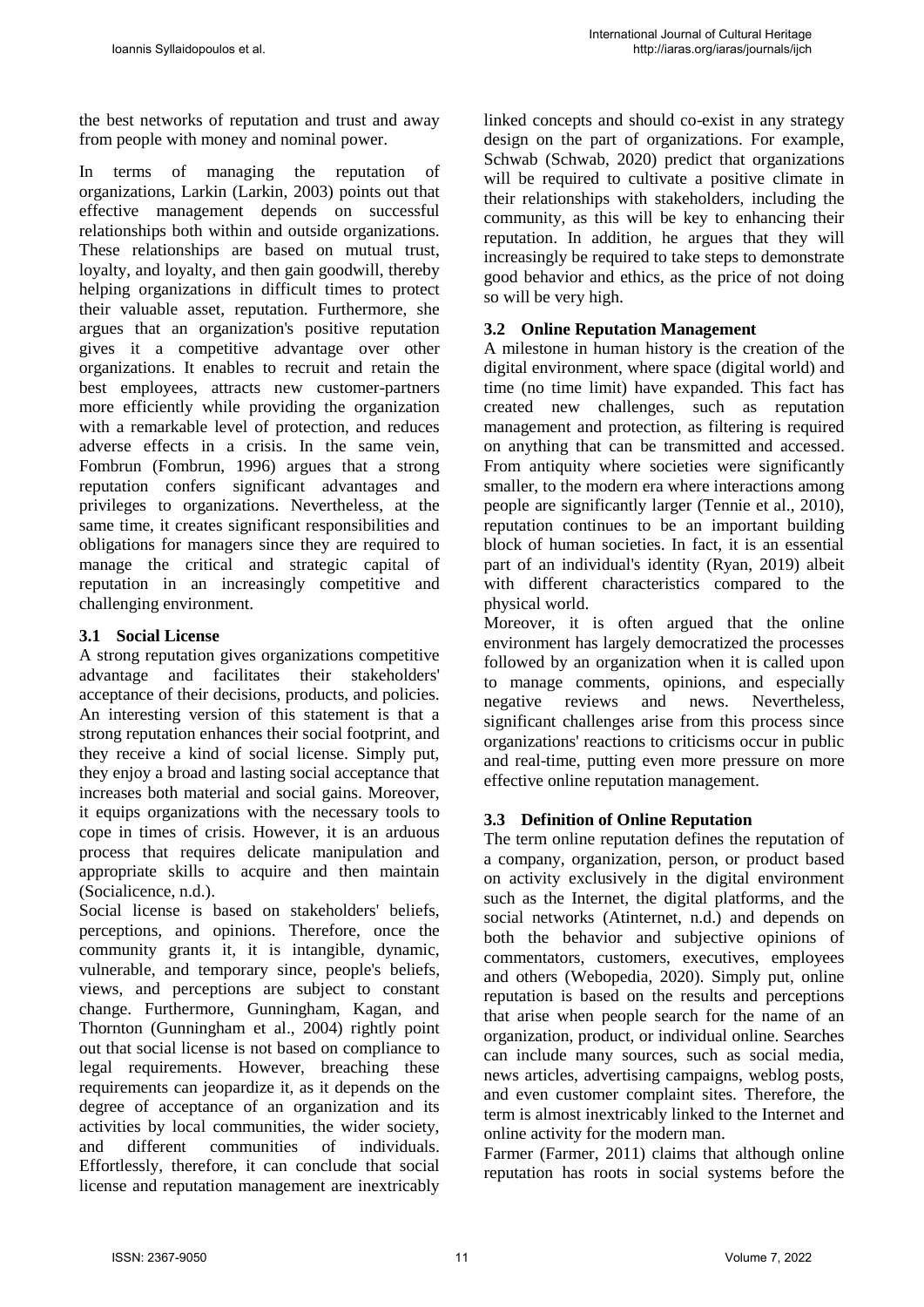the best networks of reputation and trust and away from people with money and nominal power.

In terms of managing the reputation of organizations, Larkin (Larkin, 2003) points out that effective management depends on successful relationships both within and outside organizations. These relationships are based on mutual trust, loyalty, and loyalty, and then gain goodwill, thereby helping organizations in difficult times to protect their valuable asset, reputation. Furthermore, she argues that an organization's positive reputation gives it a competitive advantage over other organizations. It enables to recruit and retain the best employees, attracts new customer-partners more efficiently while providing the organization with a remarkable level of protection, and reduces adverse effects in a crisis. In the same vein, Fombrun (Fombrun, 1996) argues that a strong reputation confers significant advantages and privileges to organizations. Nevertheless, at the same time, it creates significant responsibilities and obligations for managers since they are required to manage the critical and strategic capital of reputation in an increasingly competitive and challenging environment.

### 3.1 Social License

A strong reputation gives organizations competitive advantage and facilitates their stakeholders' acceptance of their decisions, products, and policies. An interesting version of this statement is that a strong reputation enhances their social footprint, and they receive a kind of social license. Simply put, they enjoy a broad and lasting social acceptance that increases both material and social gains. Moreover, it equips organizations with the necessary tools to cope in times of crisis. However, it is an arduous process that requires delicate manipulation and appropriate skills to acquire and then maintain (Socialicence, n.d.).

Social license is based on stakeholders' beliefs, perceptions, and opinions. Therefore, once the community grants it, it is intangible, dynamic, vulnerable, and temporary since, people's beliefs, views, and perceptions are subject to constant change. Furthermore, Gunningham, Kagan, and Thornton (Gunningham et al., 2004) rightly point out that social license is not based on compliance to legal requirements. However, breaching these requirements can jeopardize it, as it depends on the degree of acceptance of an organization and its activities by local communities, the wider society, and different communities of individuals. Effortlessly, therefore, it can conclude that social license and reputation management are inextricably linked concepts and should co-exist in any strategy design on the part of organizations. For example, Schwab (Schwab, 2020) predict that organizations will be required to cultivate a positive climate in their relationships with stakeholders, including the community, as this will be key to enhancing their reputation. In addition, he argues that they will increasingly be required to take steps to demonstrate good behavior and ethics, as the price of not doing so will be very high.

### 3.2 Online Reputation Management

A milestone in human history is the creation of the digital environment, where space (digital world) and time (no time limit) have expanded. This fact has created new challenges, such as reputation management and protection, as filtering is required on anything that can be transmitted and accessed. From antiquity where societies were significantly smaller, to the modern era where interactions among people are significantly larger (Tennie et al., 2010), reputation continues to be an important building block of human societies. In fact, it is an essential part of an individual's identity (Ryan, 2019) albeit with different characteristics compared to the physical world.

Moreover, it is often argued that the online environment has largely democratized the processes followed by an organization when it is called upon to manage comments, opinions, and especially negative reviews and news. Nevertheless, significant challenges arise from this process since organizations' reactions to criticisms occur in public and real-time, putting even more pressure on more effective online reputation management.

### 3.3 Definition of Online Reputation

The term online reputation defines the reputation of a company, organization, person, or product based on activity exclusively in the digital environment such as the Internet, the digital platforms, and the social networks (Atinternet, n.d.) and depends on both the behavior and subjective opinions of commentators, customers, executives, employees and others (Webopedia, 2020). Simply put, online reputation is based on the results and perceptions that arise when people search for the name of an organization, product, or individual online. Searches can include many sources, such as social media, news articles, advertising campaigns, weblog posts, and even customer complaint sites. Therefore, the term is almost inextricably linked to the Internet and online activity for the modern man.

Farmer (Farmer, 2011) claims that although online reputation has roots in social systems before the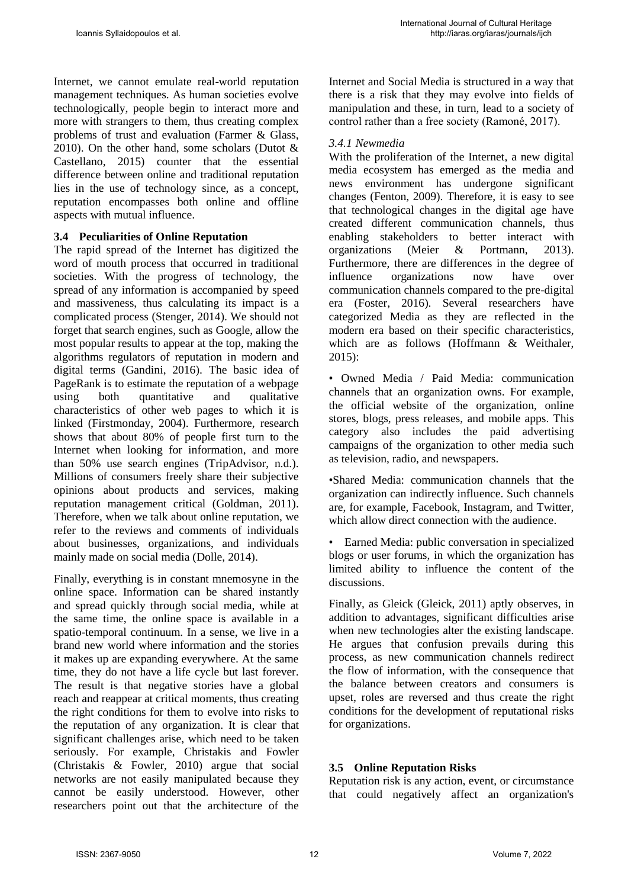Internet, we cannot emulate real-world reputation management techniques. As human societies evolve technologically, people begin to interact more and more with strangers to them, thus creating complex problems of trust and evaluation (Farmer & Glass, 2010). On the other hand, some scholars (Dutot & Castellano, 2015) counter that the essential difference between online and traditional reputation lies in the use of technology since, as a concept, reputation encompasses both online and offline aspects with mutual influence.

### 3.4 Peculiarities of Online Reputation

The rapid spread of the Internet has digitized the word of mouth process that occurred in traditional societies. With the progress of technology, the spread of any information is accompanied by speed and massiveness, thus calculating its impact is a complicated process (Stenger, 2014). We should not forget that search engines, such as Google, allow the most popular results to appear at the top, making the algorithms regulators of reputation in modern and digital terms (Gandini, 2016). The basic idea of PageRank is to estimate the reputation of a webpage using both quantitative and qualitative characteristics of other web pages to which it is linked (Firstmonday, 2004). Furthermore, research shows that about 80% of people first turn to the Internet when looking for information, and more than 50% use search engines (TripAdvisor, n.d.). Millions of consumers freely share their subjective opinions about products and services, making reputation management critical (Goldman, 2011). Therefore, when we talk about online reputation, we refer to the reviews and comments of individuals about businesses, organizations, and individuals mainly made on social media (Dolle, 2014).

Finally, everything is in constant mnemosyne in the online space. Information can be shared instantly and spread quickly through social media, while at the same time, the online space is available in a spatio-temporal continuum. In a sense, we live in a brand new world where information and the stories it makes up are expanding everywhere. At the same time, they do not have a life cycle but last forever. The result is that negative stories have a global reach and reappear at critical moments, thus creating the right conditions for them to evolve into risks to the reputation of any organization. It is clear that significant challenges arise, which need to be taken seriously. For example, Christakis and Fowler (Christakis & Fowler, 2010) argue that social networks are not easily manipulated because they cannot be easily understood. However, other researchers point out that the architecture of the Internet and Social Media is structured in a way that there is a risk that they may evolve into fields of manipulation and these, in turn, lead to a society of control rather than a free society (Ramoné, 2017).

#### *3.4.1 Newmedia*

With the proliferation of the Internet, a new digital media ecosystem has emerged as the media and news environment has undergone significant changes (Fenton, 2009). Therefore, it is easy to see that technological changes in the digital age have created different communication channels, thus enabling stakeholders to better interact with organizations (Meier & Portmann, 2013). Furthermore, there are differences in the degree of influence organizations now have over communication channels compared to the pre-digital era (Foster, 2016). Several researchers have categorized Media as they are reflected in the modern era based on their specific characteristics, which are as follows (Hoffmann & Weithaler, 2015):

- Owned Media / Paid Media: communication channels that an organization owns. For example, the official website of the organization, online stores, blogs, press releases, and mobile apps. This category also includes the paid advertising campaigns of the organization to other media such as television, radio, and newspapers.
- Shared Media: communication channels that the organization can indirectly influence. Such channels are, for example, Facebook, Instagram, and Twitter, which allow direct connection with the audience.
- Earned Media: public conversation in specialized blogs or user forums, in which the organization has limited ability to influence the content of the discussions.

Finally, as Gleick (Gleick, 2011) aptly observes, in addition to advantages, significant difficulties arise when new technologies alter the existing landscape. He argues that confusion prevails during this process, as new communication channels redirect the flow of information, with the consequence that the balance between creators and consumers is upset, roles are reversed and thus create the right conditions for the development of reputational risks for organizations.

### 3.5 Online Reputation Risks

Reputation risk is any action, event, or circumstance that could negatively affect an organization's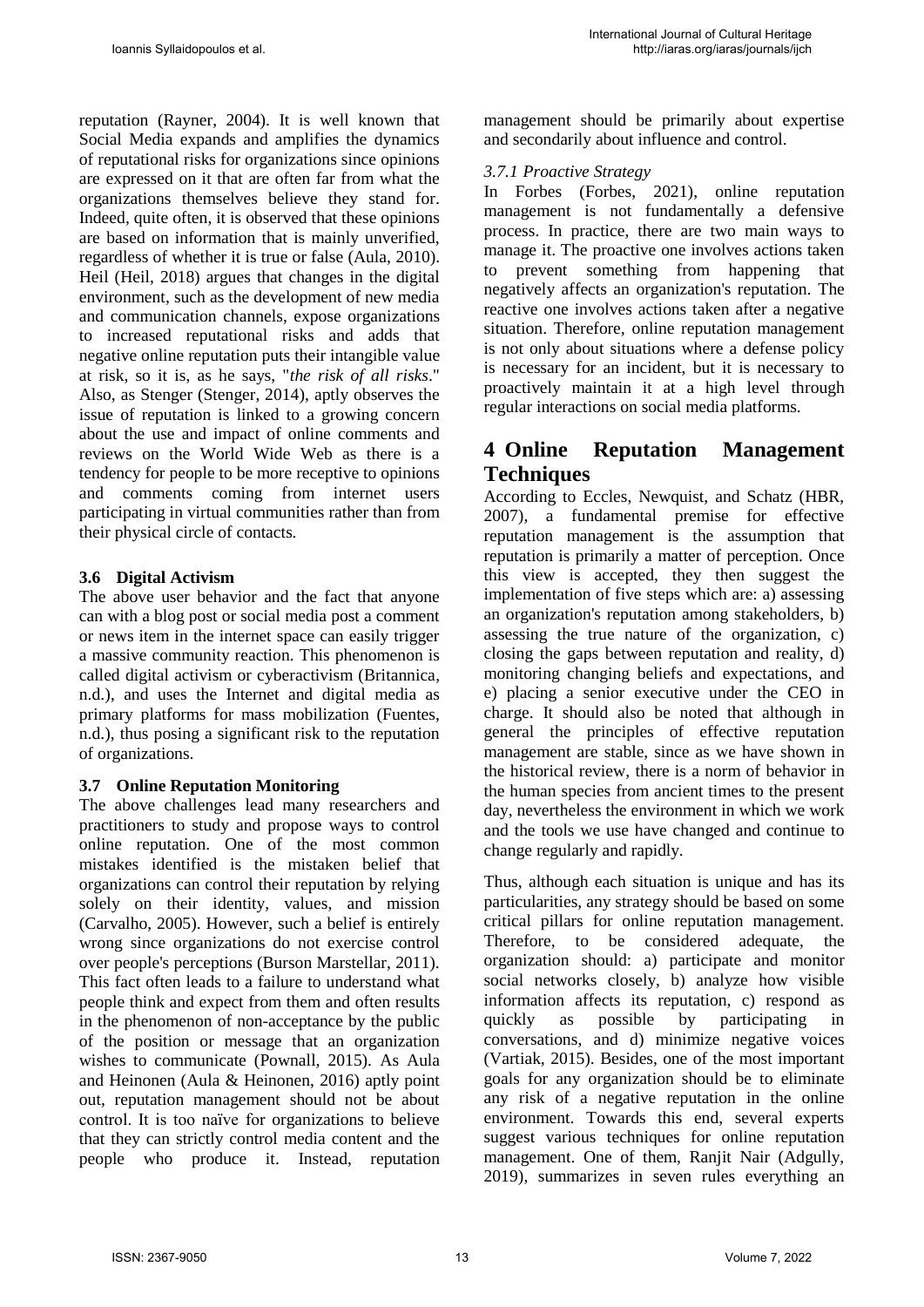reputation (Rayner, 2004). It is well known that Social Media expands and amplifies the dynamics of reputational risks for organizations since opinions are expressed on it that are often far from what the organizations themselves believe they stand for. Indeed, quite often, it is observed that these opinions are based on information that is mainly unverified, regardless of whether it is true or false (Aula, 2010). Heil (Heil, 2018) argues that changes in the digital environment, such as the development of new media and communication channels, expose organizations to increased reputational risks and adds that negative online reputation puts their intangible value at risk, so it is, as he says, "*the risk of all risks*." Also, as Stenger (Stenger, 2014), aptly observes the issue of reputation is linked to a growing concern about the use and impact of online comments and reviews on the World Wide Web as there is a tendency for people to be more receptive to opinions and comments coming from internet users participating in virtual communities rather than from their physical circle of contacts.

### 3.6 Digital Activism

The above user behavior and the fact that anyone can with a blog post or social media post a comment or news item in the internet space can easily trigger a massive community reaction. This phenomenon is called digital activism or cyberactivism (Britannica, n.d.), and uses the Internet and digital media as primary platforms for mass mobilization (Fuentes, n.d.), thus posing a significant risk to the reputation of organizations.

### 3.7 Online Reputation Monitoring

The above challenges lead many researchers and practitioners to study and propose ways to control online reputation. One of the most common mistakes identified is the mistaken belief that organizations can control their reputation by relying solely on their identity, values, and mission (Carvalho, 2005). However, such a belief is entirely wrong since organizations do not exercise control over people's perceptions (Burson Marstellar, 2011). This fact often leads to a failure to understand what people think and expect from them and often results in the phenomenon of non-acceptance by the public of the position or message that an organization wishes to communicate (Pownall, 2015). As Aula and Heinonen (Aula & Heinonen, 2016) aptly point out, reputation management should not be about control. It is too naïve for organizations to believe that they can strictly control media content and the people who produce it. Instead, reputation management should be primarily about expertise and secondarily about influence and control.

#### *3.7.1 Proactive Strategy*

In Forbes (Forbes, 2021), online reputation management is not fundamentally a defensive process. In practice, there are two main ways to manage it. The proactive one involves actions taken to prevent something from happening that negatively affects an organization's reputation. The reactive one involves actions taken after a negative situation. Therefore, online reputation management is not only about situations where a defense policy is necessary for an incident, but it is necessary to proactively maintain it at a high level through regular interactions on social media platforms.

## 4 Online Reputation Management Techniques

According to Eccles, Newquist, and Schatz (HBR, 2007), a fundamental premise for effective reputation management is the assumption that reputation is primarily a matter of perception. Once this view is accepted, they then suggest the implementation of five steps which are: a) assessing an organization's reputation among stakeholders, b) assessing the true nature of the organization, c) closing the gaps between reputation and reality, d) monitoring changing beliefs and expectations, and e) placing a senior executive under the CEO in charge. It should also be noted that although in general the principles of effective reputation management are stable, since as we have shown in the historical review, there is a norm of behavior in the human species from ancient times to the present day, nevertheless the environment in which we work and the tools we use have changed and continue to change regularly and rapidly.

Thus, although each situation is unique and has its particularities, any strategy should be based on some critical pillars for online reputation management. Therefore, to be considered adequate, the organization should: a) participate and monitor social networks closely, b) analyze how visible information affects its reputation, c) respond as quickly as possible by participating in conversations, and d) minimize negative voices (Vartiak, 2015). Besides, one of the most important goals for any organization should be to eliminate any risk of a negative reputation in the online environment. Towards this end, several experts suggest various techniques for online reputation management. One of them, Ranjit Nair (Adgully, 2019), summarizes in seven rules everything an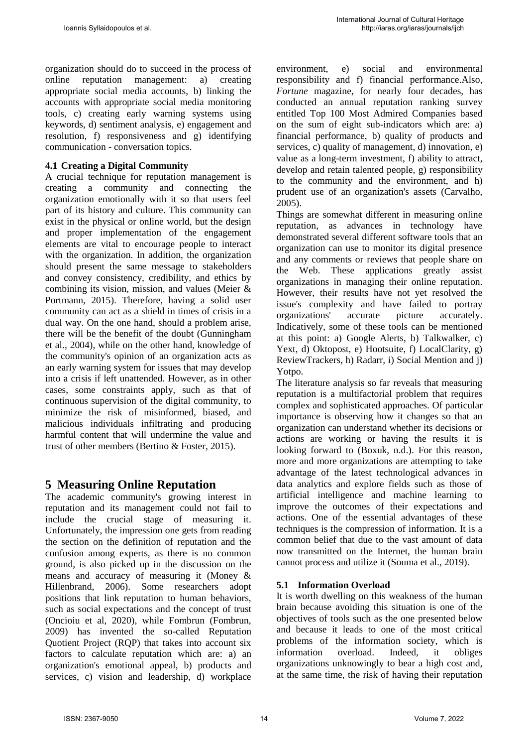organization should do to succeed in the process of online reputation management: a) creating appropriate social media accounts, b) linking the accounts with appropriate social media monitoring tools, c) creating early warning systems using keywords, d) sentiment analysis, e) engagement and resolution, f) responsiveness and g) identifying communication - conversation topics.

### 4.1 Creating a Digital Community

A crucial technique for reputation management is creating a community and connecting the organization emotionally with it so that users feel part of its history and culture. This community can exist in the physical or online world, but the design and proper implementation of the engagement elements are vital to encourage people to interact with the organization. In addition, the organization should present the same message to stakeholders and convey consistency, credibility, and ethics by combining its vision, mission, and values (Meier & Portmann, 2015). Therefore, having a solid user community can act as a shield in times of crisis in a dual way. On the one hand, should a problem arise, there will be the benefit of the doubt (Gunningham et al., 2004), while on the other hand, knowledge of the community's opinion of an organization acts as an early warning system for issues that may develop into a crisis if left unattended. However, as in other cases, some constraints apply, such as that of continuous supervision of the digital community, to minimize the risk of misinformed, biased, and malicious individuals infiltrating and producing harmful content that will undermine the value and trust of other members (Bertino & Foster, 2015).

## 5 Measuring Online Reputation

The academic community's growing interest in reputation and its management could not fail to include the crucial stage of measuring it. Unfortunately, the impression one gets from reading the section on the definition of reputation and the confusion among experts, as there is no common ground, is also picked up in the discussion on the means and accuracy of measuring it (Money & Hillenbrand, 2006). Some researchers adopt positions that link reputation to human behaviors, such as social expectations and the concept of trust (Oncioiu et al, 2020), while Fombrun (Fombrun, 2009) has invented the so-called Reputation Quotient Project (RQP) that takes into account six factors to calculate reputation which are: a) an organization's emotional appeal, b) products and services, c) vision and leadership, d) workplace environment, e) social and environmental responsibility and f) financial performance.Also, *Fortune* magazine, for nearly four decades, has conducted an annual reputation ranking survey entitled Top 100 Most Admired Companies based on the sum of eight sub-indicators which are: a) financial performance, b) quality of products and services, c) quality of management, d) innovation, e) value as a long-term investment, f) ability to attract, develop and retain talented people, g) responsibility to the community and the environment, and h) prudent use of an organization's assets (Carvalho, 2005).

Things are somewhat different in measuring online reputation, as advances in technology have demonstrated several different software tools that an organization can use to monitor its digital presence and any comments or reviews that people share on the Web. These applications greatly assist organizations in managing their online reputation. However, their results have not yet resolved the issue's complexity and have failed to portray organizations' accurate picture accurately. Indicatively, some of these tools can be mentioned at this point: a) Google Alerts, b) Talkwalker, c) Yext, d) Oktopost, e) Hootsuite, f) LocalClarity, g) ReviewTrackers, h) Radarr, i) Social Mention and j) Yotpo.

The literature analysis so far reveals that measuring reputation is a multifactorial problem that requires complex and sophisticated approaches. Of particular importance is observing how it changes so that an organization can understand whether its decisions or actions are working or having the results it is looking forward to (Boxuk, n.d.). For this reason, more and more organizations are attempting to take advantage of the latest technological advances in data analytics and explore fields such as those of artificial intelligence and machine learning to improve the outcomes of their expectations and actions. One of the essential advantages of these techniques is the compression of information. It is a common belief that due to the vast amount of data now transmitted on the Internet, the human brain cannot process and utilize it (Souma et al., 2019).

### 5.1 Information Overload

It is worth dwelling on this weakness of the human brain because avoiding this situation is one of the objectives of tools such as the one presented below and because it leads to one of the most critical problems of the information society, which is information overload. Indeed, it obliges organizations unknowingly to bear a high cost and, at the same time, the risk of having their reputation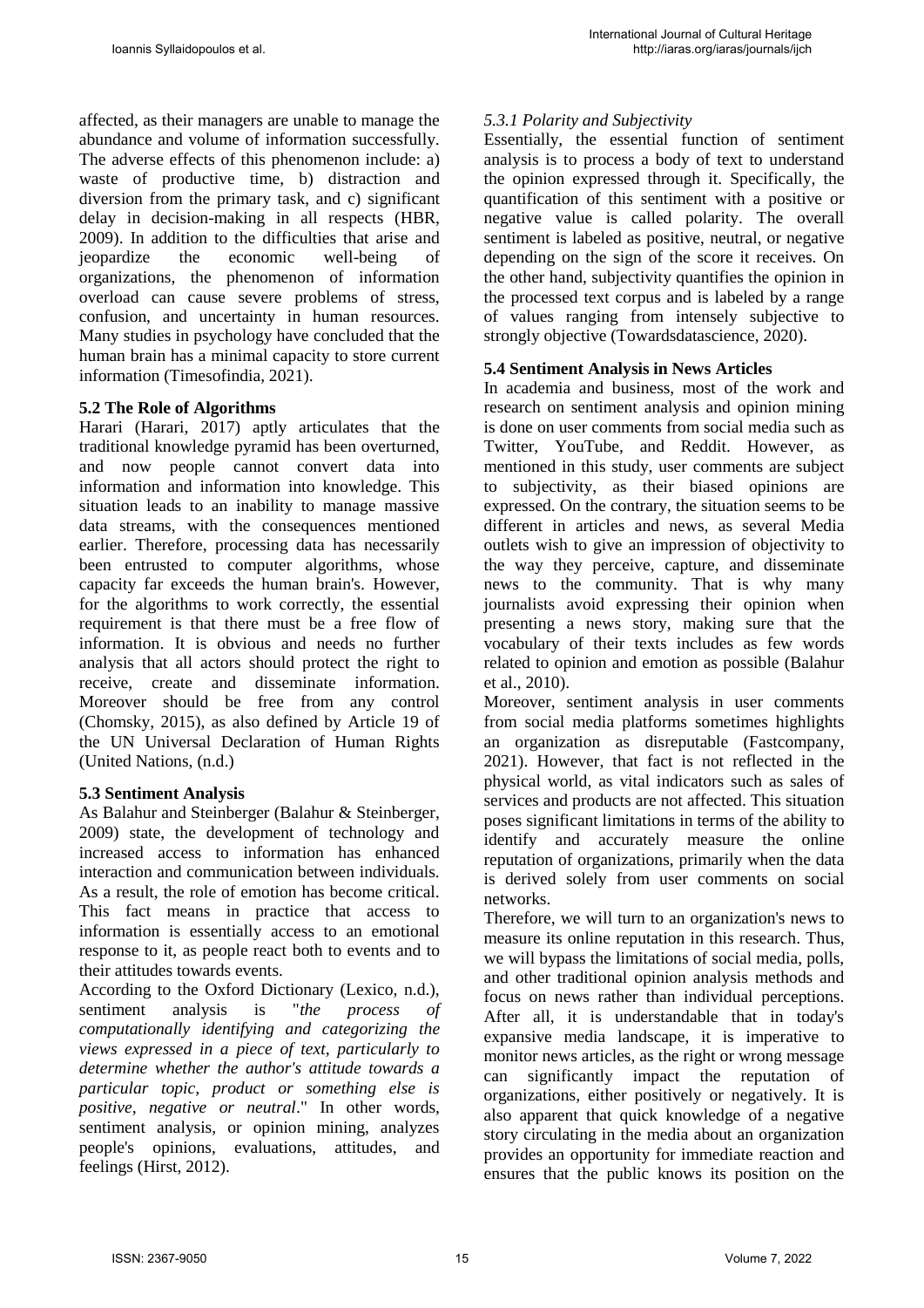affected, as their managers are unable to manage the abundance and volume of information successfully. The adverse effects of this phenomenon include: a) waste of productive time, b) distraction and diversion from the primary task, and c) significant delay in decision-making in all respects (HBR, 2009). In addition to the difficulties that arise and jeopardize the economic well-being of organizations, the phenomenon of information overload can cause severe problems of stress, confusion, and uncertainty in human resources. Many studies in psychology have concluded that the human brain has a minimal capacity to store current information (Timesofindia, 2021).

## 5.2 The Role of Algorithms

Harari (Harari, 2017) aptly articulates that the traditional knowledge pyramid has been overturned, and now people cannot convert data into information and information into knowledge. This situation leads to an inability to manage massive data streams, with the consequences mentioned earlier. Therefore, processing data has necessarily been entrusted to computer algorithms, whose capacity far exceeds the human brain's. However, for the algorithms to work correctly, the essential requirement is that there must be a free flow of information. It is obvious and needs no further analysis that all actors should protect the right to receive, create and disseminate information. Moreover should be free from any control (Chomsky, 2015), as also defined by Article 19 of the UN Universal Declaration of Human Rights (United Nations, (n.d.)

## 5.3 Sentiment Analysis

As Balahur and Steinberger (Balahur & Steinberger, 2009) state, the development of technology and increased access to information has enhanced interaction and communication between individuals. As a result, the role of emotion has become critical. This fact means in practice that access to information is essentially access to an emotional response to it, as people react both to events and to their attitudes towards events.

According to the Oxford Dictionary (Lexico, n.d.), sentiment analysis is "*the process of computationally identifying and categorizing the views expressed in a piece of text, particularly to determine whether the author's attitude towards a particular topic, product or something else is positive, negative or neutral*." In other words, sentiment analysis, or opinion mining, analyzes people's opinions, evaluations, attitudes, and feelings (Hirst, 2012).

### *5.3.1 Polarity and Subjectivity*

Essentially, the essential function of sentiment analysis is to process a body of text to understand the opinion expressed through it. Specifically, the quantification of this sentiment with a positive or negative value is called polarity. The overall sentiment is labeled as positive, neutral, or negative depending on the sign of the score it receives. On the other hand, subjectivity quantifies the opinion in the processed text corpus and is labeled by a range of values ranging from intensely subjective to strongly objective (Towardsdatascience, 2020).

## 5.4 Sentiment Analysis in News Articles

In academia and business, most of the work and research on sentiment analysis and opinion mining is done on user comments from social media such as Twitter, YouTube, and Reddit. However, as mentioned in this study, user comments are subject to subjectivity, as their biased opinions are expressed. On the contrary, the situation seems to be different in articles and news, as several Media outlets wish to give an impression of objectivity to the way they perceive, capture, and disseminate news to the community. That is why many journalists avoid expressing their opinion when presenting a news story, making sure that the vocabulary of their texts includes as few words related to opinion and emotion as possible (Balahur et al., 2010).

Moreover, sentiment analysis in user comments from social media platforms sometimes highlights an organization as disreputable (Fastcompany, 2021). However, that fact is not reflected in the physical world, as vital indicators such as sales of services and products are not affected. This situation poses significant limitations in terms of the ability to identify and accurately measure the online reputation of organizations, primarily when the data is derived solely from user comments on social networks.

Therefore, we will turn to an organization's news to measure its online reputation in this research. Thus, we will bypass the limitations of social media, polls, and other traditional opinion analysis methods and focus on news rather than individual perceptions. After all, it is understandable that in today's expansive media landscape, it is imperative to monitor news articles, as the right or wrong message can significantly impact the reputation of organizations, either positively or negatively. It is also apparent that quick knowledge of a negative story circulating in the media about an organization provides an opportunity for immediate reaction and ensures that the public knows its position on the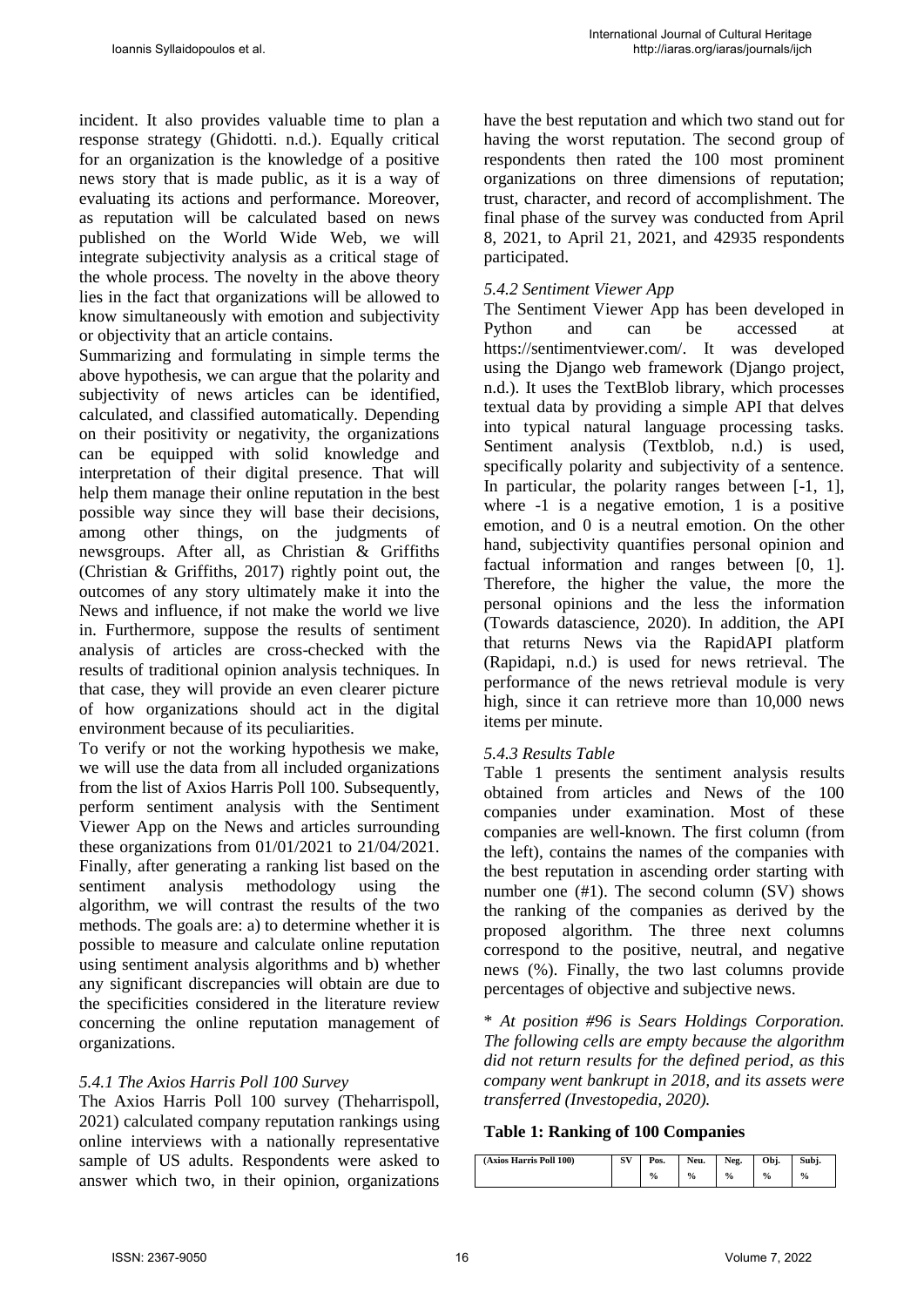incident. It also provides valuable time to plan a response strategy (Ghidotti. n.d.). Equally critical for an organization is the knowledge of a positive news story that is made public, as it is a way of evaluating its actions and performance. Moreover, as reputation will be calculated based on news published on the World Wide Web, we will integrate subjectivity analysis as a critical stage of the whole process. The novelty in the above theory lies in the fact that organizations will be allowed to know simultaneously with emotion and subjectivity or objectivity that an article contains.

Summarizing and formulating in simple terms the above hypothesis, we can argue that the polarity and subjectivity of news articles can be identified, calculated, and classified automatically. Depending on their positivity or negativity, the organizations can be equipped with solid knowledge and interpretation of their digital presence. That will help them manage their online reputation in the best possible way since they will base their decisions, among other things, on the judgments of newsgroups. After all, as Christian & Griffiths (Christian & Griffiths, 2017) rightly point out, the outcomes of any story ultimately make it into the News and influence, if not make the world we live in. Furthermore, suppose the results of sentiment analysis of articles are cross-checked with the results of traditional opinion analysis techniques. In that case, they will provide an even clearer picture of how organizations should act in the digital environment because of its peculiarities.

To verify or not the working hypothesis we make, we will use the data from all included organizations from the list of Axios Harris Poll 100. Subsequently, perform sentiment analysis with the Sentiment Viewer App on the News and articles surrounding these organizations from 01/01/2021 to 21/04/2021. Finally, after generating a ranking list based on the sentiment analysis methodology using the algorithm, we will contrast the results of the two methods. The goals are: a) to determine whether it is possible to measure and calculate online reputation using sentiment analysis algorithms and b) whether any significant discrepancies will obtain are due to the specificities considered in the literature review concerning the online reputation management of organizations.

### *5.4.1 The Axios Harris Poll 100 Survey*

The Axios Harris Poll 100 survey (Theharrispoll, 2021) calculated company reputation rankings using online interviews with a nationally representative sample of US adults. Respondents were asked to answer which two, in their opinion, organizations have the best reputation and which two stand out for having the worst reputation. The second group of respondents then rated the 100 most prominent organizations on three dimensions of reputation; trust, character, and record of accomplishment. The final phase of the survey was conducted from April 8, 2021, to April 21, 2021, and 42935 respondents participated.

### *5.4.2 Sentiment Viewer App*

The Sentiment Viewer App has been developed in Python and can be accessed at https://sentimentviewer.com/. It was developed using the Django web framework (Django project, n.d.). It uses the TextBlob library, which processes textual data by providing a simple API that delves into typical natural language processing tasks. Sentiment analysis (Textblob, n.d.) is used, specifically polarity and subjectivity of a sentence. In particular, the polarity ranges between [-1, 1], where -1 is a negative emotion, 1 is a positive emotion, and 0 is a neutral emotion. On the other hand, subjectivity quantifies personal opinion and factual information and ranges between [0, 1]. Therefore, the higher the value, the more the personal opinions and the less the information (Towards datascience, 2020). In addition, the API that returns News via the RapidAPI platform (Rapidapi, n.d.) is used for news retrieval. The performance of the news retrieval module is very high, since it can retrieve more than 10,000 news items per minute.

### *5.4.3 Results Table*

Table 1 presents the sentiment analysis results obtained from articles and News of the 100 companies under examination. Most of these companies are well-known. The first column (from the left), contains the names of the companies with the best reputation in ascending order starting with number one (#1). The second column (SV) shows the ranking of the companies as derived by the proposed algorithm. The three next columns correspond to the positive, neutral, and negative news (%). Finally, the two last columns provide percentages of objective and subjective news.

\* *At position #96 is Sears Holdings Corporation. The following cells are empty because the algorithm did not return results for the defined period, as this company went bankrupt in 2018, and its assets were transferred (Investopedia, 2020).*

**Table 1: Ranking of 100 Companies**

| (Axios Harris Poll 100) | SV | Pos. % | Neu. % | Neg. % | Obj. % | Subj. % |
|---|---|---|---|---|---|---|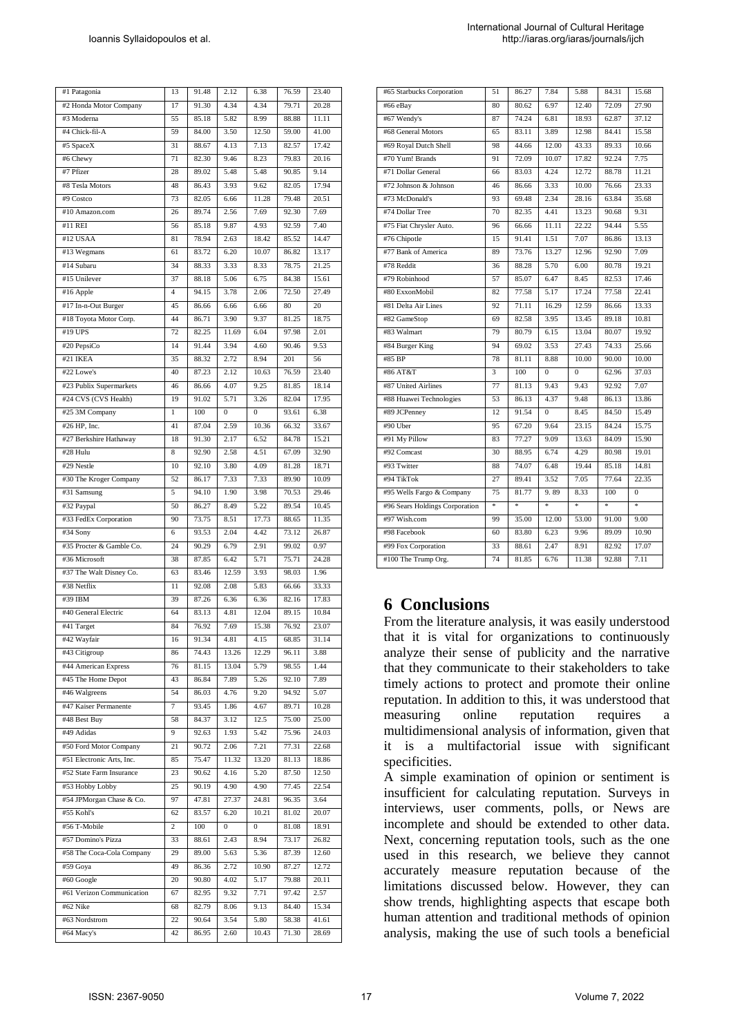| #1 Patagonia | 13 | 91.48 | 2.12 | 6.38 | 76.59 | 23.40 |
|---|---|---|---|---|---|---|
| #2 Honda Motor Company | 17 | 91.30 | 4.34 | 4.34 | 79.71 | 20.28 |
| #3 Moderna | 55 | 85.18 | 5.82 | 8.99 | 88.88 | 11.11 |
| #4 Chick-fil-A | 59 | 84.00 | 3.50 | 12.50 | 59.00 | 41.00 |
| #5 SpaceX | 31 | 88.67 | 4.13 | 7.13 | 82.57 | 17.42 |
| #6 Chewy | 71 | 82.30 | 9.46 | 8.23 | 79.83 | 20.16 |
| #7 Pfizer | 28 | 89.02 | 5.48 | 5.48 | 90.85 | 9.14 |
| #8 Tesla Motors | 48 | 86.43 | 3.93 | 9.62 | 82.05 | 17.94 |
| #9 Costco | 73 | 82.05 | 6.66 | 11.28 | 79.48 | 20.51 |
| #10 Amazon.com | 26 | 89.74 | 2.56 | 7.69 | 92.30 | 7.69 |
| #11 REI | 56 | 85.18 | 9.87 | 4.93 | 92.59 | 7.40 |
| #12 USAA | 81 | 78.94 | 2.63 | 18.42 | 85.52 | 14.47 |
| #13 Wegmans | 61 | 83.72 | 6.20 | 10.07 | 86.82 | 13.17 |
| #14 Subaru | 34 | 88.33 | 3.33 | 8.33 | 78.75 | 21.25 |
| #15 Unilever | 37 | 88.18 | 5.06 | 6.75 | 84.38 | 15.61 |
| #16 Apple | 4 | 94.15 | 3.78 | 2.06 | 72.50 | 27.49 |
| #17 In-n-Out Burger | 45 | 86.66 | 6.66 | 6.66 | 80 | 20 |
| #18 Toyota Motor Corp. | 44 | 86.71 | 3.90 | 9.37 | 81.25 | 18.75 |
| #19 UPS | 72 | 82.25 | 11.69 | 6.04 | 97.98 | 2.01 |
| #20 PepsiCo | 14 | 91.44 | 3.94 | 4.60 | 90.46 | 9.53 |
| #21 IKEA | 35 | 88.32 | 2.72 | 8.94 | 201 | 56 |
| #22 Lowe's | 40 | 87.23 | 2.12 | 10.63 | 76.59 | 23.40 |
| #23 Publix Supermarkets | 46 | 86.66 | 4.07 | 9.25 | 81.85 | 18.14 |
| #24 CVS (CVS Health) | 19 | 91.02 | 5.71 | 3.26 | 82.04 | 17.95 |
| #25 3M Company | 1 | 100 | 0 | 0 | 93.61 | 6.38 |
| #26 HP, Inc. | 41 | 87.04 | 2.59 | 10.36 | 66.32 | 33.67 |
| #27 Berkshire Hathaway | 18 | 91.30 | 2.17 | 6.52 | 84.78 | 15.21 |
| #28 Hulu | 8 | 92.90 | 2.58 | 4.51 | 67.09 | 32.90 |
| #29 Nestle | 10 | 92.10 | 3.80 | 4.09 | 81.28 | 18.71 |
| #30 The Kroger Company | 52 | 86.17 | 7.33 | 7.33 | 89.90 | 10.09 |
| #31 Samsung | 5 | 94.10 | 1.90 | 3.98 | 70.53 | 29.46 |
| #32 Paypal | 50 | 86.27 | 8.49 | 5.22 | 89.54 | 10.45 |
| #33 FedEx Corporation | 90 | 73.75 | 8.51 | 17.73 | 88.65 | 11.35 |
| #34 Sony | 6 | 93.53 | 2.04 | 4.42 | 73.12 | 26.87 |
| #35 Procter & Gamble Co. | 24 | 90.29 | 6.79 | 2.91 | 99.02 | 0.97 |
| #36 Microsoft | 38 | 87.85 | 6.42 | 5.71 | 75.71 | 24.28 |
| #37 The Walt Disney Co. | 63 | 83.46 | 12.59 | 3.93 | 98.03 | 1.96 |
| #38 Netflix | 11 | 92.08 | 2.08 | 5.83 | 66.66 | 33.33 |
| #39 IBM | 39 | 87.26 | 6.36 | 6.36 | 82.16 | 17.83 |
| #40 General Electric | 64 | 83.13 | 4.81 | 12.04 | 89.15 | 10.84 |
| #41 Target | 84 | 76.92 | 7.69 | 15.38 | 76.92 | 23.07 |
| #42 Wayfair | 16 | 91.34 | 4.81 | 4.15 | 68.85 | 31.14 |
| #43 Citigroup | 86 | 74.43 | 13.26 | 12.29 | 96.11 | 3.88 |
| #44 American Express | 76 | 81.15 | 13.04 | 5.79 | 98.55 | 1.44 |
| #45 The Home Depot | 43 | 86.84 | 7.89 | 5.26 | 92.10 | 7.89 |
| #46 Walgreens | 54 | 86.03 | 4.76 | 9.20 | 94.92 | 5.07 |
| #47 Kaiser Permanente | 7 | 93.45 | 1.86 | 4.67 | 89.71 | 10.28 |
| #48 Best Buy | 58 | 84.37 | 3.12 | 12.5 | 75.00 | 25.00 |
| #49 Adidas | 9 | 92.63 | 1.93 | 5.42 | 75.96 | 24.03 |
| #50 Ford Motor Company | 21 | 90.72 | 2.06 | 7.21 | 77.31 | 22.68 |
| #51 Electronic Arts, Inc. | 85 | 75.47 | 11.32 | 13.20 | 81.13 | 18.86 |
| #52 State Farm Insurance | 23 | 90.62 | 4.16 | 5.20 | 87.50 | 12.50 |
| #53 Hobby Lobby | 25 | 90.19 | 4.90 | 4.90 | 77.45 | 22.54 |
| #54 JPMorgan Chase & Co. | 97 | 47.81 | 27.37 | 24.81 | 96.35 | 3.64 |
| #55 Kohl's | 62 | 83.57 | 6.20 | 10.21 | 81.02 | 20.07 |
| #56 T-Mobile | 2 | 100 | 0 | 0 | 81.08 | 18.91 |
| #57 Domino's Pizza | 33 | 88.61 | 2.43 | 8.94 | 73.17 | 26.82 |
| #58 The Coca-Cola Company | 29 | 89.00 | 5.63 | 5.36 | 87.39 | 12.60 |
| #59 Goya | 49 | 86.36 | 2.72 | 10.90 | 87.27 | 12.72 |
| #60 Google | 20 | 90.80 | 4.02 | 5.17 | 79.88 | 20.11 |
| #61 Verizon Communication | 67 | 82.95 | 9.32 | 7.71 | 97.42 | 2.57 |
| #62 Nike | 68 | 82.79 | 8.06 | 9.13 | 84.40 | 15.34 |
| #63 Nordstrom | 22 | 90.64 | 3.54 | 5.80 | 58.38 | 41.61 |
| #64 Macy's | 42 | 86.95 | 2.60 | 10.43 | 71.30 | 28.69 |
| #65 Starbucks Corporation | 51 | 86.27 | 7.84 | 5.88 | 84.31 | 15.68 |
| #66 eBay | 80 | 80.62 | 6.97 | 12.40 | 72.09 | 27.90 |
| #67 Wendy's | 87 | 74.24 | 6.81 | 18.93 | 62.87 | 37.12 |
| #68 General Motors | 65 | 83.11 | 3.89 | 12.98 | 84.41 | 15.58 |
| #69 Royal Dutch Shell | 98 | 44.66 | 12.00 | 43.33 | 89.33 | 10.66 |
| #70 Yum! Brands | 91 | 72.09 | 10.07 | 17.82 | 92.24 | 7.75 |
| #71 Dollar General | 66 | 83.03 | 4.24 | 12.72 | 88.78 | 11.21 |
| #72 Johnson & Johnson | 46 | 86.66 | 3.33 | 10.00 | 76.66 | 23.33 |
| #73 McDonald's | 93 | 69.48 | 2.34 | 28.16 | 63.84 | 35.68 |
| #74 Dollar Tree | 70 | 82.35 | 4.41 | 13.23 | 90.68 | 9.31 |
| #75 Fiat Chrysler Auto. | 96 | 66.66 | 11.11 | 22.22 | 94.44 | 5.55 |
| #76 Chipotle | 15 | 91.41 | 1.51 | 7.07 | 86.86 | 13.13 |
| #77 Bank of America | 89 | 73.76 | 13.27 | 12.96 | 92.90 | 7.09 |
| #78 Reddit | 36 | 88.28 | 5.70 | 6.00 | 80.78 | 19.21 |
| #79 Robinhood | 57 | 85.07 | 6.47 | 8.45 | 82.53 | 17.46 |
| #80 ExxonMobil | 82 | 77.58 | 5.17 | 17.24 | 77.58 | 22.41 |
| #81 Delta Air Lines | 92 | 71.11 | 16.29 | 12.59 | 86.66 | 13.33 |
| #82 GameStop | 69 | 82.58 | 3.95 | 13.45 | 89.18 | 10.81 |
| #83 Walmart | 79 | 80.79 | 6.15 | 13.04 | 80.07 | 19.92 |
| #84 Burger King | 94 | 69.02 | 3.53 | 27.43 | 74.33 | 25.66 |
| #85 BP | 78 | 81.11 | 8.88 | 10.00 | 90.00 | 10.00 |
| #86 AT&T | 3 | 100 | 0 | 0 | 62.96 | 37.03 |
| #87 United Airlines | 77 | 81.13 | 9.43 | 9.43 | 92.92 | 7.07 |
| #88 Huawei Technologies | 53 | 86.13 | 4.37 | 9.48 | 86.13 | 13.86 |
| #89 JCPenney | 12 | 91.54 | 0 | 8.45 | 84.50 | 15.49 |
| #90 Uber | 95 | 67.20 | 9.64 | 23.15 | 84.24 | 15.75 |
| #91 My Pillow | 83 | 77.27 | 9.09 | 13.63 | 84.09 | 15.90 |
| #92 Comcast | 30 | 88.95 | 6.74 | 4.29 | 80.98 | 19.01 |
| #93 Twitter | 88 | 74.07 | 6.48 | 19.44 | 85.18 | 14.81 |
| #94 TikTok | 27 | 89.41 | 3.52 | 7.05 | 77.64 | 22.35 |
| #95 Wells Fargo & Company | 75 | 81.77 | 9. 89 | 8.33 | 100 | 0 |
| #96 Sears Holdings Corporation | * | * | * | * | * | * |
| #97 Wish.com | 99 | 35.00 | 12.00 | 53.00 | 91.00 | 9.00 |
| #98 Facebook | 60 | 83.80 | 6.23 | 9.96 | 89.09 | 10.90 |
| #99 Fox Corporation | 33 | 88.61 | 2.47 | 8.91 | 82.92 | 17.07 |
| #100 The Trump Org. | 74 | 81.85 | 6.76 | 11.38 | 92.88 | 7.11 |

# 6 Conclusions

From the literature analysis, it was easily understood that it is vital for organizations to continuously analyze their sense of publicity and the narrative that they communicate to their stakeholders to take timely actions to protect and promote their online reputation. In addition to this, it was understood that measuring online reputation requires a multidimensional analysis of information, given that it is a multifactorial issue with significant specificities.

A simple examination of opinion or sentiment is insufficient for calculating reputation. Surveys in interviews, user comments, polls, or News are incomplete and should be extended to other data. Next, concerning reputation tools, such as the one used in this research, we believe they cannot accurately measure reputation because of the limitations discussed below. However, they can show trends, highlighting aspects that escape both human attention and traditional methods of opinion analysis, making the use of such tools a beneficial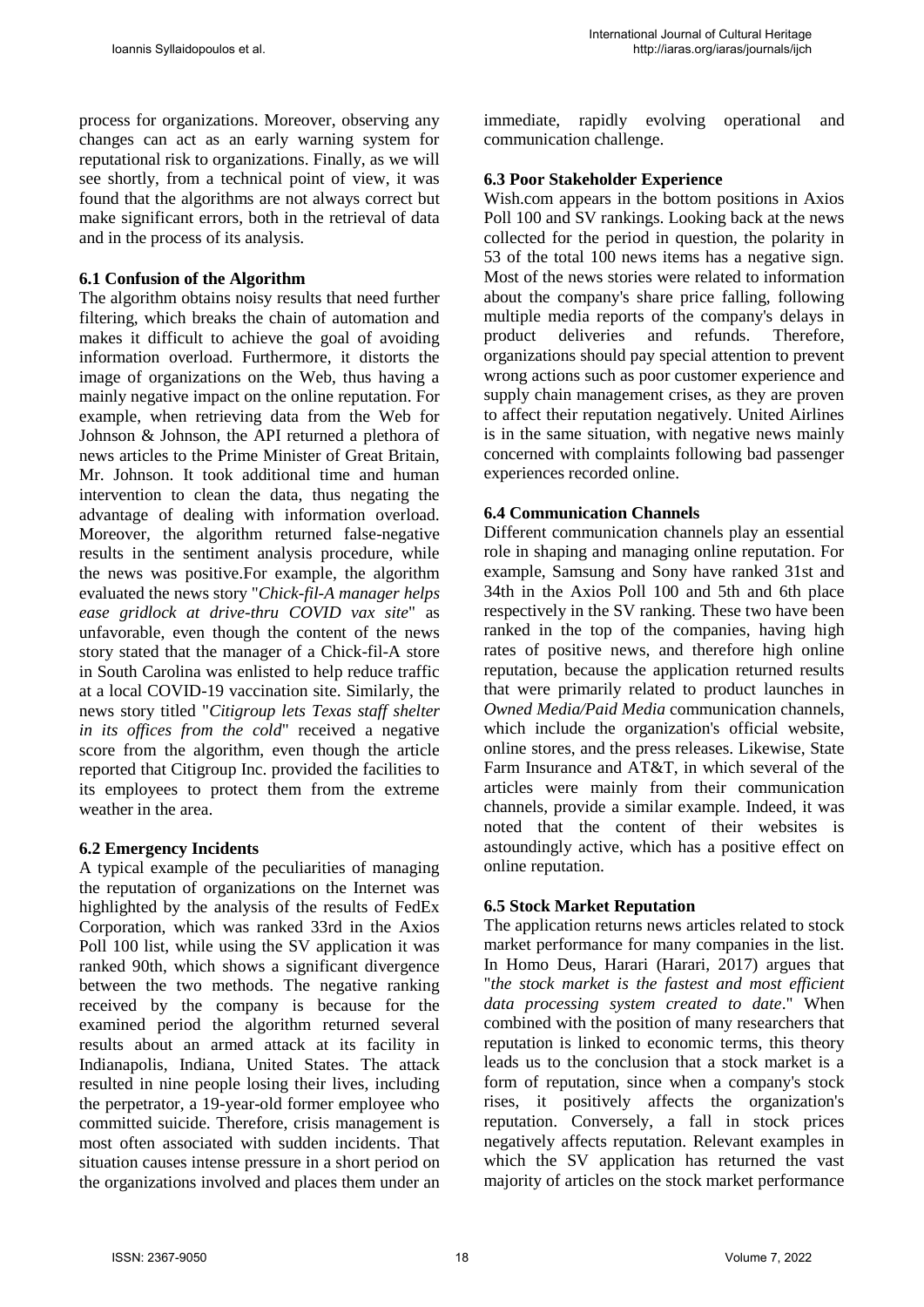process for organizations. Moreover, observing any changes can act as an early warning system for reputational risk to organizations. Finally, as we will see shortly, from a technical point of view, it was found that the algorithms are not always correct but make significant errors, both in the retrieval of data and in the process of its analysis.

### 6.1 Confusion of the Algorithm

The algorithm obtains noisy results that need further filtering, which breaks the chain of automation and makes it difficult to achieve the goal of avoiding information overload. Furthermore, it distorts the image of organizations on the Web, thus having a mainly negative impact on the online reputation. For example, when retrieving data from the Web for Johnson & Johnson, the API returned a plethora of news articles to the Prime Minister of Great Britain, Mr. Johnson. It took additional time and human intervention to clean the data, thus negating the advantage of dealing with information overload. Moreover, the algorithm returned false-negative results in the sentiment analysis procedure, while the news was positive.For example, the algorithm evaluated the news story "*Chick-fil-A manager helps ease gridlock at drive-thru COVID vax site*" as unfavorable, even though the content of the news story stated that the manager of a Chick-fil-A store in South Carolina was enlisted to help reduce traffic at a local COVID-19 vaccination site. Similarly, the news story titled "*Citigroup lets Texas staff shelter in its offices from the cold*" received a negative score from the algorithm, even though the article reported that Citigroup Inc. provided the facilities to its employees to protect them from the extreme weather in the area.

### 6.2 Emergency Incidents

A typical example of the peculiarities of managing the reputation of organizations on the Internet was highlighted by the analysis of the results of FedEx Corporation, which was ranked 33rd in the Axios Poll 100 list, while using the SV application it was ranked 90th, which shows a significant divergence between the two methods. The negative ranking received by the company is because for the examined period the algorithm returned several results about an armed attack at its facility in Indianapolis, Indiana, United States. The attack resulted in nine people losing their lives, including the perpetrator, a 19-year-old former employee who committed suicide. Therefore, crisis management is most often associated with sudden incidents. That situation causes intense pressure in a short period on the organizations involved and places them under an immediate, rapidly evolving operational and communication challenge.

### 6.3 Poor Stakeholder Experience

Wish.com appears in the bottom positions in Axios Poll 100 and SV rankings. Looking back at the news collected for the period in question, the polarity in 53 of the total 100 news items has a negative sign. Most of the news stories were related to information about the company's share price falling, following multiple media reports of the company's delays in product deliveries and refunds. Therefore, organizations should pay special attention to prevent wrong actions such as poor customer experience and supply chain management crises, as they are proven to affect their reputation negatively. United Airlines is in the same situation, with negative news mainly concerned with complaints following bad passenger experiences recorded online.

### 6.4 Communication Channels

Different communication channels play an essential role in shaping and managing online reputation. For example, Samsung and Sony have ranked 31st and 34th in the Axios Poll 100 and 5th and 6th place respectively in the SV ranking. These two have been ranked in the top of the companies, having high rates of positive news, and therefore high online reputation, because the application returned results that were primarily related to product launches in *Owned Media/Paid Media* communication channels, which include the organization's official website, online stores, and the press releases. Likewise, State Farm Insurance and AT&T, in which several of the articles were mainly from their communication channels, provide a similar example. Indeed, it was noted that the content of their websites is astoundingly active, which has a positive effect on online reputation.

### 6.5 Stock Market Reputation

The application returns news articles related to stock market performance for many companies in the list. In Homo Deus, Harari (Harari, 2017) argues that "*the stock market is the fastest and most efficient data processing system created to date*." When combined with the position of many researchers that reputation is linked to economic terms, this theory leads us to the conclusion that a stock market is a form of reputation, since when a company's stock rises, it positively affects the organization's reputation. Conversely, a fall in stock prices negatively affects reputation. Relevant examples in which the SV application has returned the vast majority of articles on the stock market performance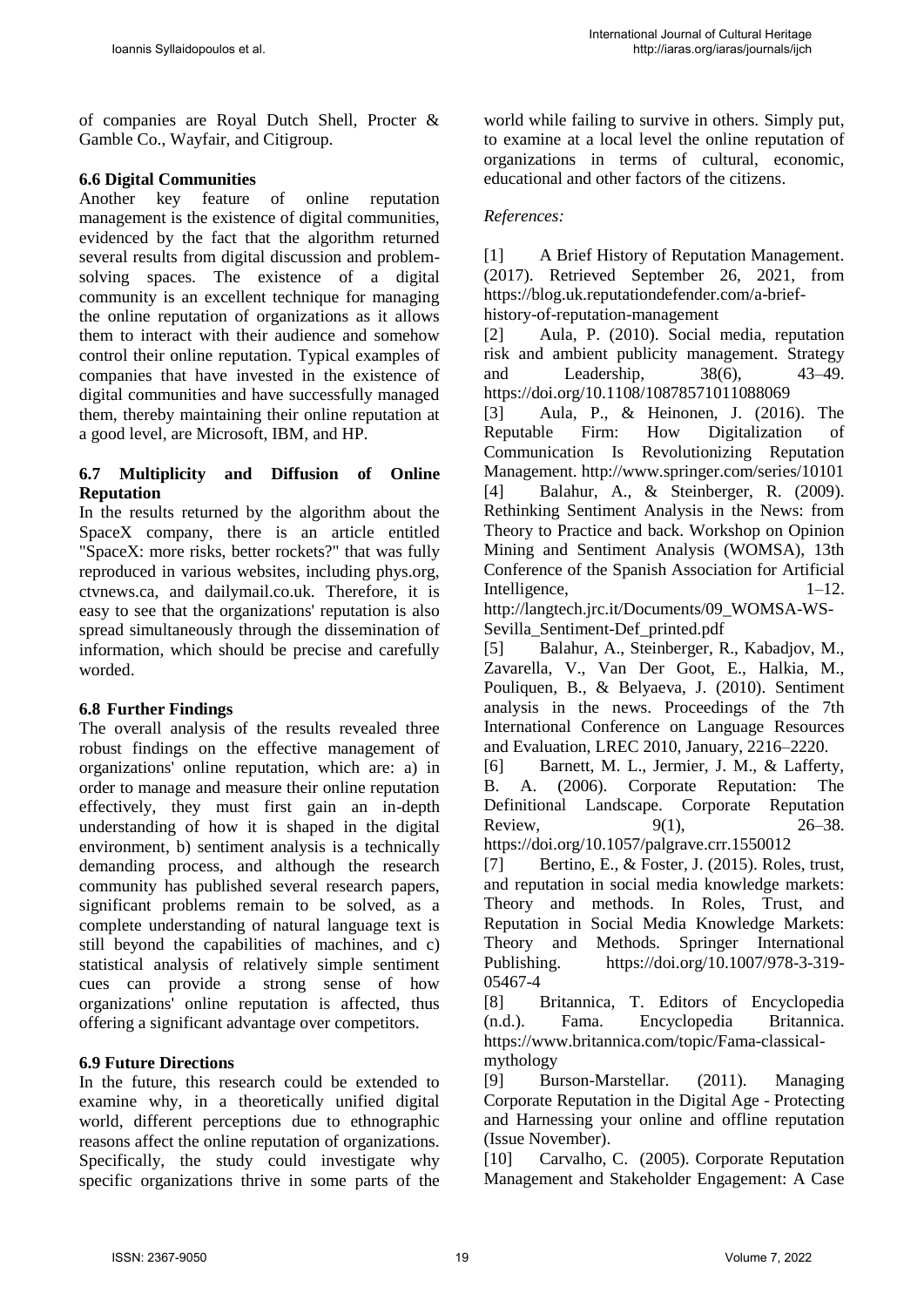of companies are Royal Dutch Shell, Procter & Gamble Co., Wayfair, and Citigroup.

### 6.6 Digital Communities

Another key feature of online reputation management is the existence of digital communities, evidenced by the fact that the algorithm returned several results from digital discussion and problem-solving spaces. The existence of a digital community is an excellent technique for managing the online reputation of organizations as it allows them to interact with their audience and somehow control their online reputation. Typical examples of companies that have invested in the existence of digital communities and have successfully managed them, thereby maintaining their online reputation at a good level, are Microsoft, IBM, and HP.

### 6.7 Multiplicity and Diffusion of Online Reputation

In the results returned by the algorithm about the SpaceX company, there is an article entitled "SpaceX: more risks, better rockets?" that was fully reproduced in various websites, including phys.org, ctvnews.ca, and dailymail.co.uk. Therefore, it is easy to see that the organizations' reputation is also spread simultaneously through the dissemination of information, which should be precise and carefully worded.

### 6.8 Further Findings

The overall analysis of the results revealed three robust findings on the effective management of organizations' online reputation, which are: a) in order to manage and measure their online reputation effectively, they must first gain an in-depth understanding of how it is shaped in the digital environment, b) sentiment analysis is a technically demanding process, and although the research community has published several research papers, significant problems remain to be solved, as a complete understanding of natural language text is still beyond the capabilities of machines, and c) statistical analysis of relatively simple sentiment cues can provide a strong sense of how organizations' online reputation is affected, thus offering a significant advantage over competitors.

### 6.9 Future Directions

In the future, this research could be extended to examine why, in a theoretically unified digital world, different perceptions due to ethnographic reasons affect the online reputation of organizations. Specifically, the study could investigate why specific organizations thrive in some parts of the world while failing to survive in others. Simply put, to examine at a local level the online reputation of organizations in terms of cultural, economic, educational and other factors of the citizens.

*References:*

[1] A Brief History of Reputation Management. (2017). Retrieved September 26, 2021, from https://blog.uk.reputationdefender.com/a-brief-history-of-reputation-management

[2] Aula, P. (2010). Social media, reputation risk and ambient publicity management. Strategy and Leadership, 38(6), 43–49. https://doi.org/10.1108/10878571011088069

[3] Aula, P., & Heinonen, J. (2016). The Reputable Firm: How Digitalization of Communication Is Revolutionizing Reputation Management. http://www.springer.com/series/10101

[4] Balahur, A., & Steinberger, R. (2009). Rethinking Sentiment Analysis in the News: from Theory to Practice and back. Workshop on Opinion Mining and Sentiment Analysis (WOMSA), 13th Conference of the Spanish Association for Artificial Intelligence, 1–12. http://langtech.jrc.it/Documents/09_WOMSA-WS-Sevilla_Sentiment-Def_printed.pdf

[5] Balahur, A., Steinberger, R., Kabadjov, M., Zavarella, V., Van Der Goot, E., Halkia, M., Pouliquen, B., & Belyaeva, J. (2010). Sentiment analysis in the news. Proceedings of the 7th International Conference on Language Resources and Evaluation, LREC 2010, January, 2216–2220.

[6] Barnett, M. L., Jermier, J. M., & Lafferty, B. A. (2006). Corporate Reputation: The Definitional Landscape. Corporate Reputation Review, 9(1), 26–38. https://doi.org/10.1057/palgrave.crr.1550012

[7] Bertino, E., & Foster, J. (2015). Roles, trust, and reputation in social media knowledge markets: Theory and methods. In Roles, Trust, and Reputation in Social Media Knowledge Markets: Theory and Methods. Springer International Publishing. https://doi.org/10.1007/978-3-319-05467-4

[8] Britannica, T. Editors of Encyclopedia (n.d.). Fama. Encyclopedia Britannica. https://www.britannica.com/topic/Fama-classical-mythology

[9] Burson-Marstellar. (2011). Managing Corporate Reputation in the Digital Age - Protecting and Harnessing your online and offline reputation (Issue November).

[10] Carvalho, C. (2005). Corporate Reputation Management and Stakeholder Engagement: A Case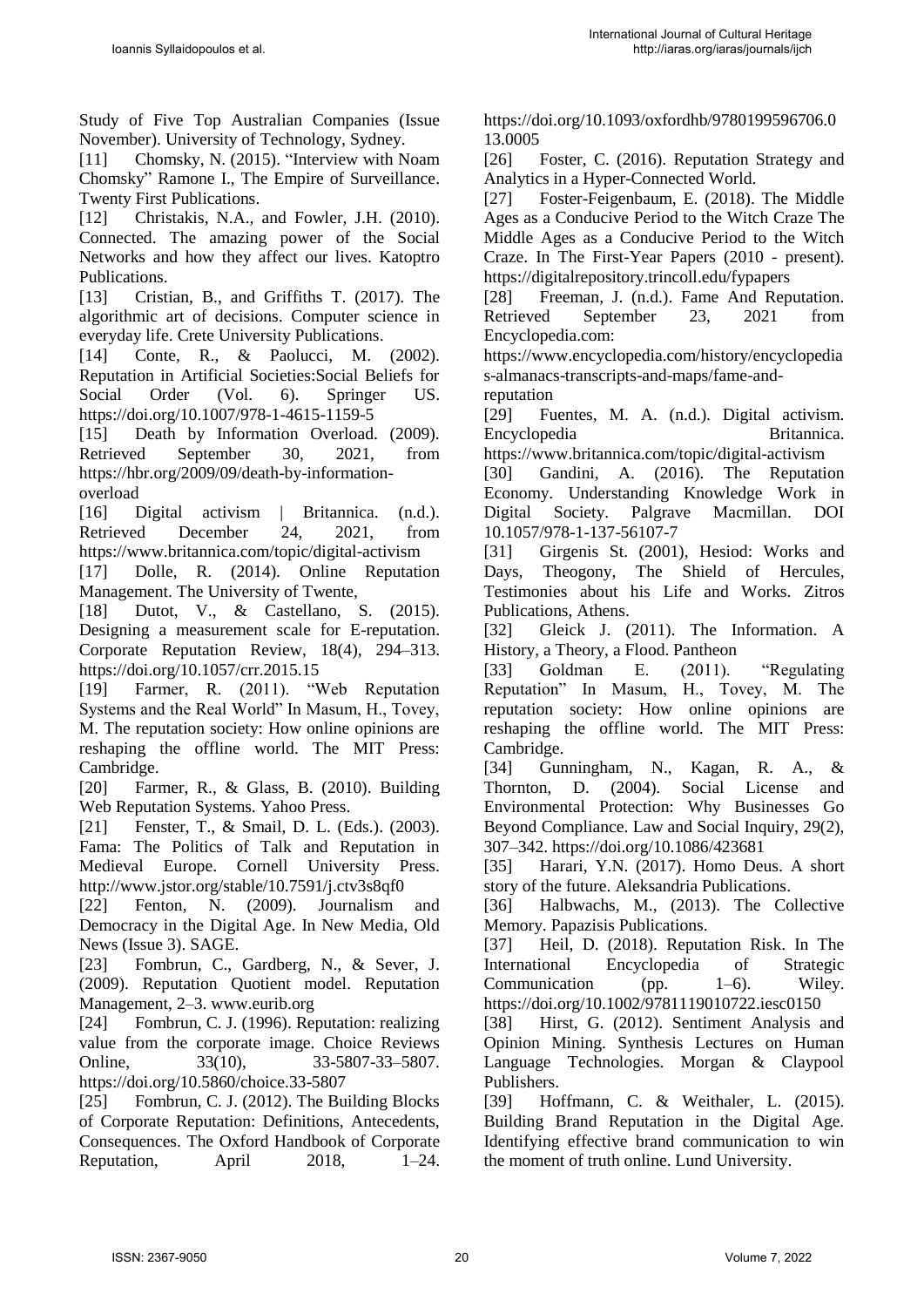Study of Five Top Australian Companies (Issue November). University of Technology, Sydney.

[11] Chomsky, N. (2015). "Interview with Noam Chomsky" Ramone I., The Empire of Surveillance. Twenty First Publications.

[12] Christakis, N.A., and Fowler, J.H. (2010). Connected. The amazing power of the Social Networks and how they affect our lives. Katoptro Publications.

[13] Cristian, B., and Griffiths T. (2017). The algorithmic art of decisions. Computer science in everyday life. Crete University Publications.

[14] Conte, R., & Paolucci, M. (2002). Reputation in Artificial Societies:Social Beliefs for Social Order (Vol. 6). Springer US. https://doi.org/10.1007/978-1-4615-1159-5

[15] Death by Information Overload. (2009). Retrieved September 30, 2021, from https://hbr.org/2009/09/death-by-information-overload

[16] Digital activism | Britannica. (n.d.). Retrieved December 24, 2021, from https://www.britannica.com/topic/digital-activism

[17] Dolle, R. (2014). Online Reputation Management. The University of Twente,

[18] Dutot, V., & Castellano, S. (2015). Designing a measurement scale for E-reputation. Corporate Reputation Review, 18(4), 294–313. https://doi.org/10.1057/crr.2015.15

[19] Farmer, R. (2011). "Web Reputation Systems and the Real World" In Masum, H., Tovey, M. The reputation society: How online opinions are reshaping the offline world. The MIT Press: Cambridge.

[20] Farmer, R., & Glass, B. (2010). Building Web Reputation Systems. Yahoo Press.

[21] Fenster, T., & Smail, D. L. (Eds.). (2003). Fama: The Politics of Talk and Reputation in Medieval Europe. Cornell University Press. http://www.jstor.org/stable/10.7591/j.ctv3s8qf0

[22] Fenton, N. (2009). Journalism and Democracy in the Digital Age. In New Media, Old News (Issue 3). SAGE.

[23] Fombrun, C., Gardberg, N., & Sever, J. (2009). Reputation Quotient model. Reputation Management, 2–3. www.eurib.org

[24] Fombrun, C. J. (1996). Reputation: realizing value from the corporate image. Choice Reviews Online, 33(10), 33-5807-33–5807. https://doi.org/10.5860/choice.33-5807

[25] Fombrun, C. J. (2012). The Building Blocks of Corporate Reputation: Definitions, Antecedents, Consequences. The Oxford Handbook of Corporate Reputation, April 2018, 1–24. https://doi.org/10.1093/oxfordhb/9780199596706.013.0005

[26] Foster, C. (2016). Reputation Strategy and Analytics in a Hyper-Connected World.

[27] Foster-Feigenbaum, E. (2018). The Middle Ages as a Conducive Period to the Witch Craze The Middle Ages as a Conducive Period to the Witch Craze. In The First-Year Papers (2010 - present). https://digitalrepository.trincoll.edu/fypapers

[28] Freeman, J. (n.d.). Fame And Reputation. Retrieved September 23, 2021 from Encyclopedia.com: https://www.encyclopedia.com/history/encyclopedias-almanacs-transcripts-and-maps/fame-and-reputation

[29] Fuentes, M. A. (n.d.). Digital activism. Encyclopedia Britannica. https://www.britannica.com/topic/digital-activism

[30] Gandini, A. (2016). The Reputation Economy. Understanding Knowledge Work in Digital Society. Palgrave Macmillan. DOI 10.1057/978-1-137-56107-7

[31] Girgenis St. (2001), Hesiod: Works and Days, Theogony, The Shield of Hercules, Testimonies about his Life and Works. Zitros Publications, Athens.

[32] Gleick J. (2011). The Information. A History, a Theory, a Flood. Pantheon

[33] Goldman E. (2011). "Regulating Reputation" In Masum, H., Tovey, M. The reputation society: How online opinions are reshaping the offline world. The MIT Press: Cambridge.

[34] Gunningham, N., Kagan, R. A., & Thornton, D. (2004). Social License and Environmental Protection: Why Businesses Go Beyond Compliance. Law and Social Inquiry, 29(2), 307–342. https://doi.org/10.1086/423681

[35] Harari, Y.N. (2017). Homo Deus. A short story of the future. Aleksandria Publications.

[36] Halbwachs, M., (2013). The Collective Memory. Papazisis Publications.

[37] Heil, D. (2018). Reputation Risk. In The International Encyclopedia of Strategic Communication (pp. 1–6). Wiley. https://doi.org/10.1002/9781119010722.iesc0150

[38] Hirst, G. (2012). Sentiment Analysis and Opinion Mining. Synthesis Lectures on Human Language Technologies. Morgan & Claypool Publishers.

[39] Hoffmann, C. & Weithaler, L. (2015). Building Brand Reputation in the Digital Age. Identifying effective brand communication to win the moment of truth online. Lund University.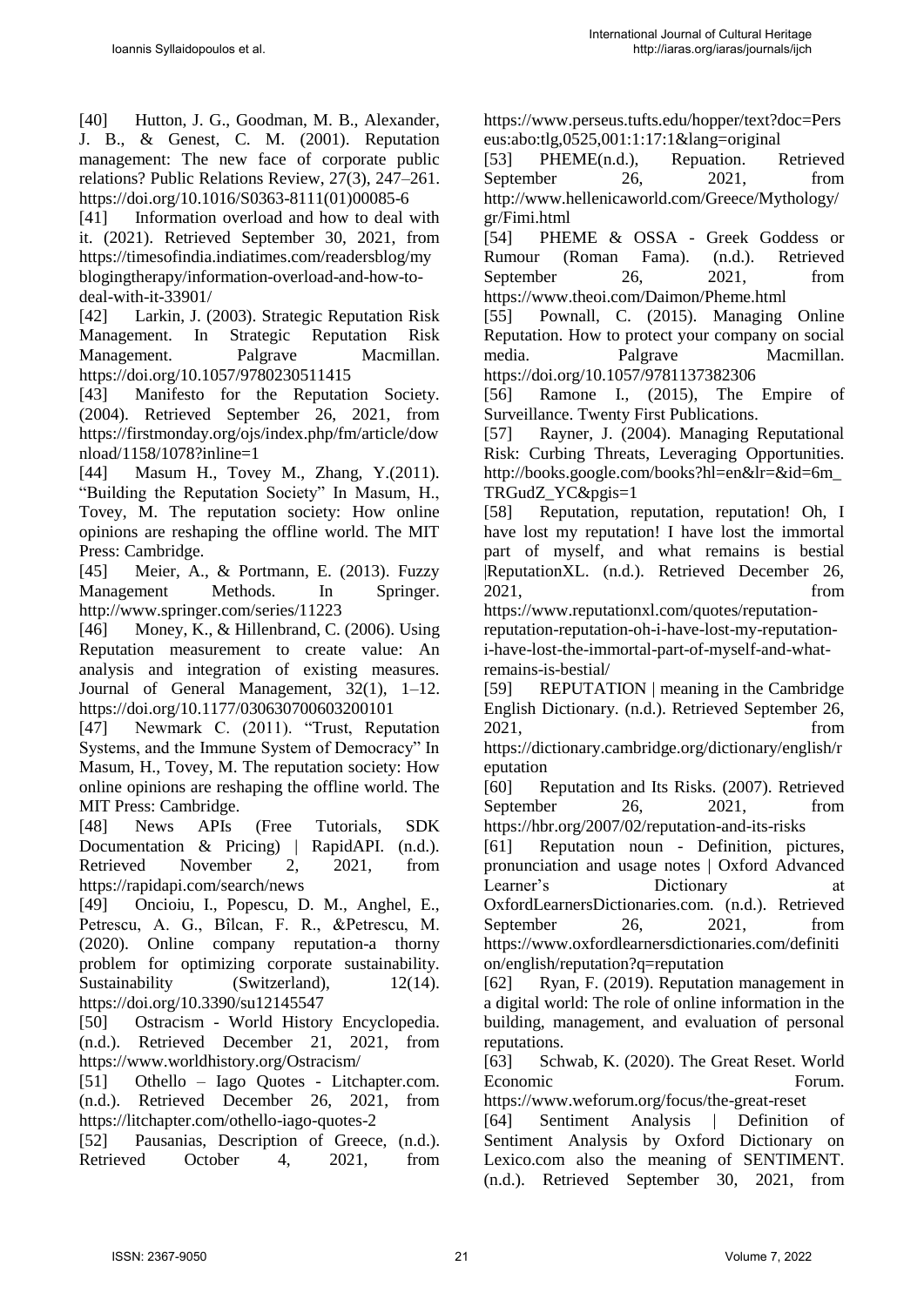[40] Hutton, J. G., Goodman, M. B., Alexander, J. B., & Genest, C. M. (2001). Reputation management: The new face of corporate public relations? Public Relations Review, 27(3), 247–261. https://doi.org/10.1016/S0363-8111(01)00085-6

[41] Information overload and how to deal with it. (2021). Retrieved September 30, 2021, from https://timesofindia.indiatimes.com/readersblog/mybiogingtherapy/information-overload-and-how-to-deal-with-it-33901/

[42] Larkin, J. (2003). Strategic Reputation Risk Management. In Strategic Reputation Risk Management. Palgrave Macmillan. https://doi.org/10.1057/9780230511415

[43] Manifesto for the Reputation Society. (2004). Retrieved September 26, 2021, from https://firstmonday.org/ojs/index.php/fm/article/download/1158/1078?inline=1

[44] Masum H., Tovey M., Zhang, Y.(2011). "Building the Reputation Society" In Masum, H., Tovey, M. The reputation society: How online opinions are reshaping the offline world. The MIT Press: Cambridge.

[45] Meier, A., & Portmann, E. (2013). Fuzzy Management Methods. In Springer. http://www.springer.com/series/11223

[46] Money, K., & Hillenbrand, C. (2006). Using Reputation measurement to create value: An analysis and integration of existing measures. Journal of General Management, 32(1), 1–12. https://doi.org/10.1177/030630700603200101

[47] Newmark C. (2011). "Trust, Reputation Systems, and the Immune System of Democracy" In Masum, H., Tovey, M. The reputation society: How online opinions are reshaping the offline world. The MIT Press: Cambridge.

[48] News APIs (Free Tutorials, SDK Documentation & Pricing) | RapidAPI. (n.d.). Retrieved November 2, 2021, from https://rapidapi.com/search/news

[49] Oncioiu, I., Popescu, D. M., Anghel, E., Petrescu, A. G., Bîlcan, F. R., &Petrescu, M. (2020). Online company reputation-a thorny problem for optimizing corporate sustainability. Sustainability (Switzerland), 12(14). https://doi.org/10.3390/su12145547

[50] Ostracism - World History Encyclopedia. (n.d.). Retrieved December 21, 2021, from https://www.worldhistory.org/Ostracism/

[51] Othello – Iago Quotes - Litchapter.com. (n.d.). Retrieved December 26, 2021, from https://litchapter.com/othello-iago-quotes-2

[52] Pausanias, Description of Greece, (n.d.). Retrieved October 4, 2021, from https://www.perseus.tufts.edu/hopper/text?doc=Perseus:abo:tlg,0525,001:1:17:1&lang=original

[53] PHEME(n.d.), Repuation. Retrieved September 26, 2021, from http://www.hellenicaworld.com/Greece/Mythology/gr/Fimi.html

[54] PHEME & OSSA - Greek Goddess or Rumour (Roman Fama). (n.d.). Retrieved September 26, 2021, from https://www.theoi.com/Daimon/Pheme.html

[55] Pownall, C. (2015). Managing Online Reputation. How to protect your company on social media. Palgrave Macmillan. https://doi.org/10.1057/9781137382306

[56] Ramone I., (2015), The Empire of Surveillance. Twenty First Publications.

[57] Rayner, J. (2004). Managing Reputational Risk: Curbing Threats, Leveraging Opportunities. http://books.google.com/books?hl=en&lr=&id=6m_TRGudZ_YC&pgis=1

[58] Reputation, reputation, reputation! Oh, I have lost my reputation! I have lost the immortal part of myself, and what remains is bestial |ReputationXL. (n.d.). Retrieved December 26, 2021, from https://www.reputationxl.com/quotes/reputation-reputation-reputation-oh-i-have-lost-my-reputation-i-have-lost-the-immortal-part-of-myself-and-what-remains-is-bestial/

[59] REPUTATION | meaning in the Cambridge English Dictionary. (n.d.). Retrieved September 26, 2021, from https://dictionary.cambridge.org/dictionary/english/reputation

[60] Reputation and Its Risks. (2007). Retrieved September 26, 2021, from https://hbr.org/2007/02/reputation-and-its-risks

[61] Reputation noun - Definition, pictures, pronunciation and usage notes | Oxford Advanced Learner's Dictionary at OxfordLearnersDictionaries.com. (n.d.). Retrieved September 26, 2021, from https://www.oxfordlearnersdictionaries.com/definition/english/reputation?q=reputation

[62] Ryan, F. (2019). Reputation management in a digital world: The role of online information in the building, management, and evaluation of personal reputations.

[63] Schwab, K. (2020). The Great Reset. World Economic Forum. https://www.weforum.org/focus/the-great-reset

[64] Sentiment Analysis | Definition of Sentiment Analysis by Oxford Dictionary on Lexico.com also the meaning of SENTIMENT. (n.d.). Retrieved September 30, 2021, from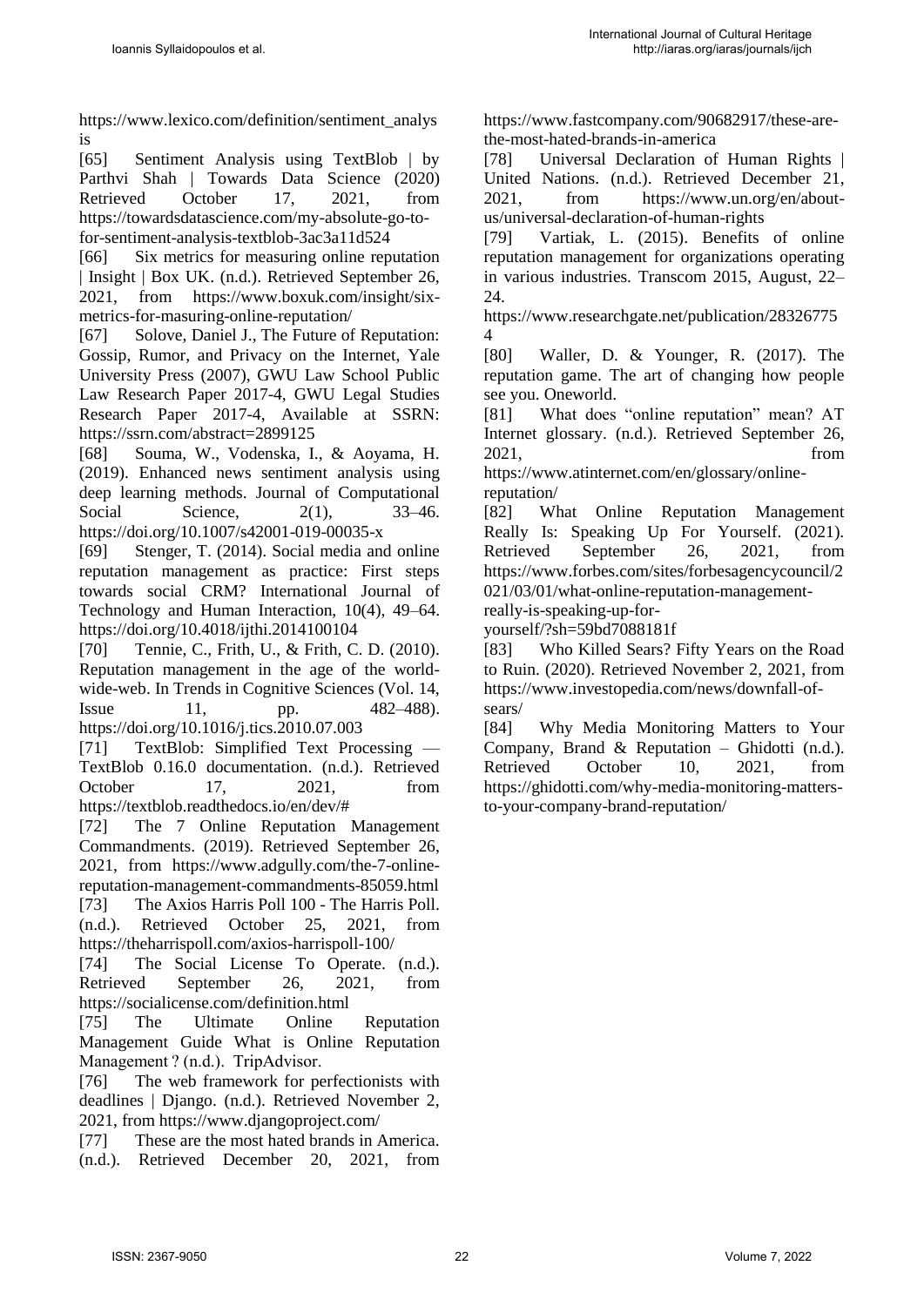https://www.lexico.com/definition/sentiment_analysis

[65] Sentiment Analysis using TextBlob | by Parthvi Shah | Towards Data Science (2020) Retrieved October 17, 2021, from https://towardsdatascience.com/my-absolute-go-to-for-sentiment-analysis-textblob-3ac3a11d524

[66] Six metrics for measuring online reputation | Insight | Box UK. (n.d.). Retrieved September 26, 2021, from https://www.boxuk.com/insight/six-metrics-for-masuring-online-reputation/

[67] Solove, Daniel J., The Future of Reputation: Gossip, Rumor, and Privacy on the Internet, Yale University Press (2007), GWU Law School Public Law Research Paper 2017-4, GWU Legal Studies Research Paper 2017-4, Available at SSRN: https://ssrn.com/abstract=2899125

[68] Souma, W., Vodenska, I., & Aoyama, H. (2019). Enhanced news sentiment analysis using deep learning methods. Journal of Computational Social Science, 2(1), 33–46. https://doi.org/10.1007/s42001-019-00035-x

[69] Stenger, T. (2014). Social media and online reputation management as practice: First steps towards social CRM? International Journal of Technology and Human Interaction, 10(4), 49–64. https://doi.org/10.4018/ijthi.2014100104

[70] Tennie, C., Frith, U., & Frith, C. D. (2010). Reputation management in the age of the world-wide-web. In Trends in Cognitive Sciences (Vol. 14, Issue 11, pp. 482–488). https://doi.org/10.1016/j.tics.2010.07.003

[71] TextBlob: Simplified Text Processing — TextBlob 0.16.0 documentation. (n.d.). Retrieved October 17, 2021, from https://textblob.readthedocs.io/en/dev/#

[72] The 7 Online Reputation Management Commandments. (2019). Retrieved September 26, 2021, from https://www.adgully.com/the-7-online-reputation-management-commandments-85059.html

[73] The Axios Harris Poll 100 - The Harris Poll. (n.d.). Retrieved October 25, 2021, from https://theharrispoll.com/axios-harrispoll-100/

[74] The Social License To Operate. (n.d.). Retrieved September 26, 2021, from https://socialicense.com/definition.html

[75] The Ultimate Online Reputation Management Guide What is Online Reputation Management ? (n.d.). TripAdvisor.

[76] The web framework for perfectionists with deadlines | Django. (n.d.). Retrieved November 2, 2021, from https://www.djangoproject.com/

[77] These are the most hated brands in America. (n.d.). Retrieved December 20, 2021, from https://www.fastcompany.com/90682917/these-are-the-most-hated-brands-in-america

[78] Universal Declaration of Human Rights | United Nations. (n.d.). Retrieved December 21, 2021, from https://www.un.org/en/about-us/universal-declaration-of-human-rights

[79] Vartiak, L. (2015). Benefits of online reputation management for organizations operating in various industries. Transcom 2015, August, 22–24. https://www.researchgate.net/publication/283267754

[80] Waller, D. & Younger, R. (2017). The reputation game. The art of changing how people see you. Oneworld.

[81] What does "online reputation" mean? AT Internet glossary. (n.d.). Retrieved September 26, 2021, from https://www.atinternet.com/en/glossary/online-reputation/

[82] What Online Reputation Management Really Is: Speaking Up For Yourself. (2021). Retrieved September 26, 2021, from https://www.forbes.com/sites/forbesagencycouncil/2021/03/01/what-online-reputation-management-really-is-speaking-up-for-yourself/?sh=59bd7088181f

[83] Who Killed Sears? Fifty Years on the Road to Ruin. (2020). Retrieved November 2, 2021, from https://www.investopedia.com/news/downfall-of-sears/

[84] Why Media Monitoring Matters to Your Company, Brand & Reputation – Ghidotti (n.d.). Retrieved October 10, 2021, from https://ghidotti.com/why-media-monitoring-matters-to-your-company-brand-reputation/